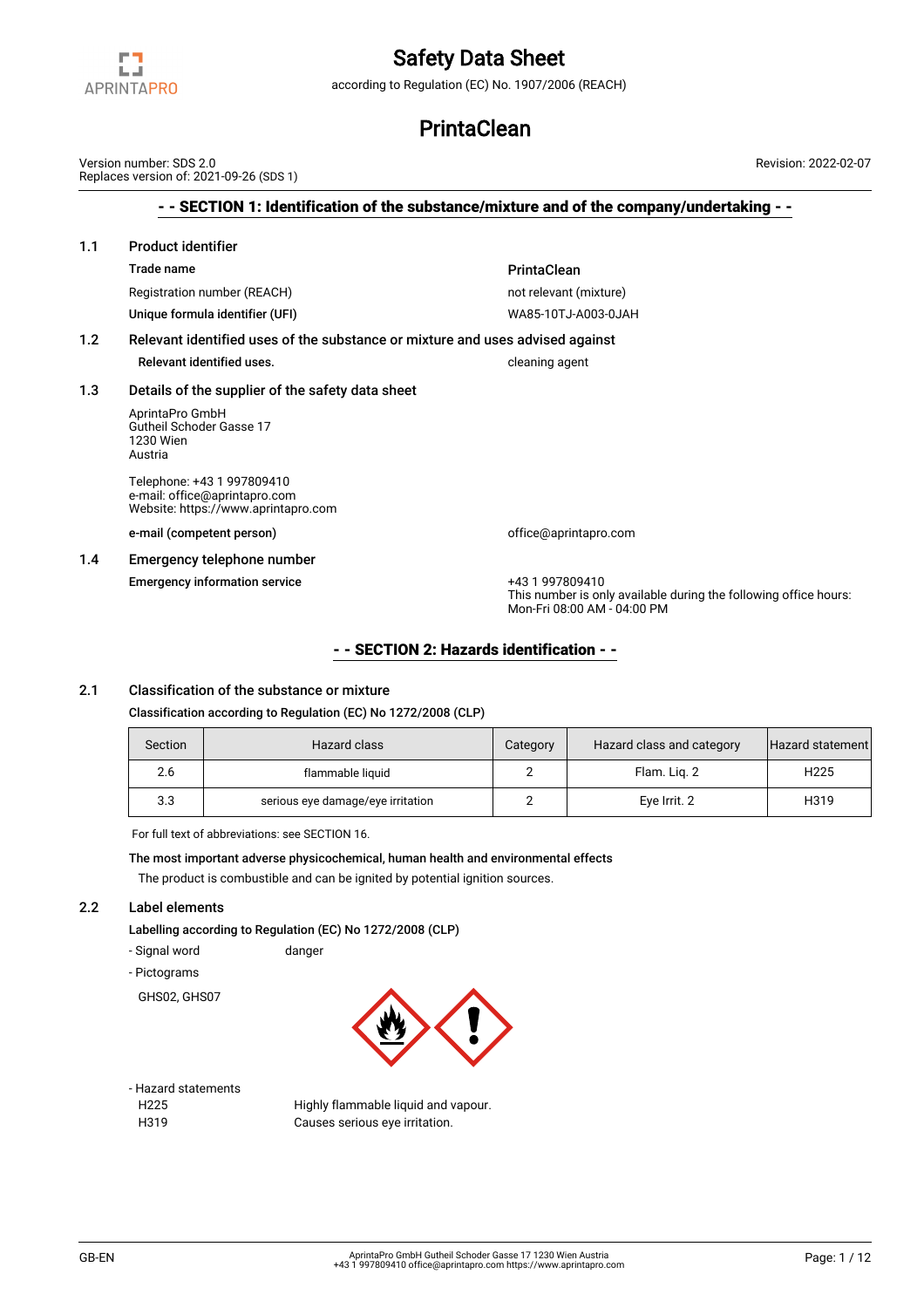# Safety Data Sheet

according to Regulation (EC) No. 1907/2006 (REACH)

# PrintaClean

Version number: SDS 2.0
Replaces version of: 2021-09-26 (SDS 1)

Revision: 2022-02-07

## - - SECTION 1: Identification of the substance/mixture and of the company/undertaking - -

### 1.1 Product identifier

**Trade name** — **PrintaClean**

Registration number (REACH) — not relevant (mixture)

**Unique formula identifier (UFI)** — WA85-10TJ-A003-0JAH

### 1.2 Relevant identified uses of the substance or mixture and uses advised against

**Relevant identified uses.** — cleaning agent

### 1.3 Details of the supplier of the safety data sheet

AprintaPro GmbH
Gutheil Schoder Gasse 17
1230 Wien
Austria

Telephone: +43 1 997809410
e-mail: office@aprintapro.com
Website: https://www.aprintapro.com

**e-mail (competent person)** — office@aprintapro.com

### 1.4 Emergency telephone number

**Emergency information service** — +43 1 997809410
This number is only available during the following office hours: Mon-Fri 08:00 AM - 04:00 PM

## - - SECTION 2: Hazards identification - -

### 2.1 Classification of the substance or mixture

**Classification according to Regulation (EC) No 1272/2008 (CLP)**

| Section | Hazard class | Category | Hazard class and category | Hazard statement |
|---|---|---|---|---|
| 2.6 | flammable liquid | 2 | Flam. Liq. 2 | H225 |
| 3.3 | serious eye damage/eye irritation | 2 | Eye Irrit. 2 | H319 |

For full text of abbreviations: see SECTION 16.

**The most important adverse physicochemical, human health and environmental effects**

The product is combustible and can be ignited by potential ignition sources.

### 2.2 Label elements

**Labelling according to Regulation (EC) No 1272/2008 (CLP)**

- Signal word — danger
- Pictograms

GHS02, GHS07

- Hazard statements

| | |
|---|---|
| H225 | Highly flammable liquid and vapour. |
| H319 | Causes serious eye irritation. |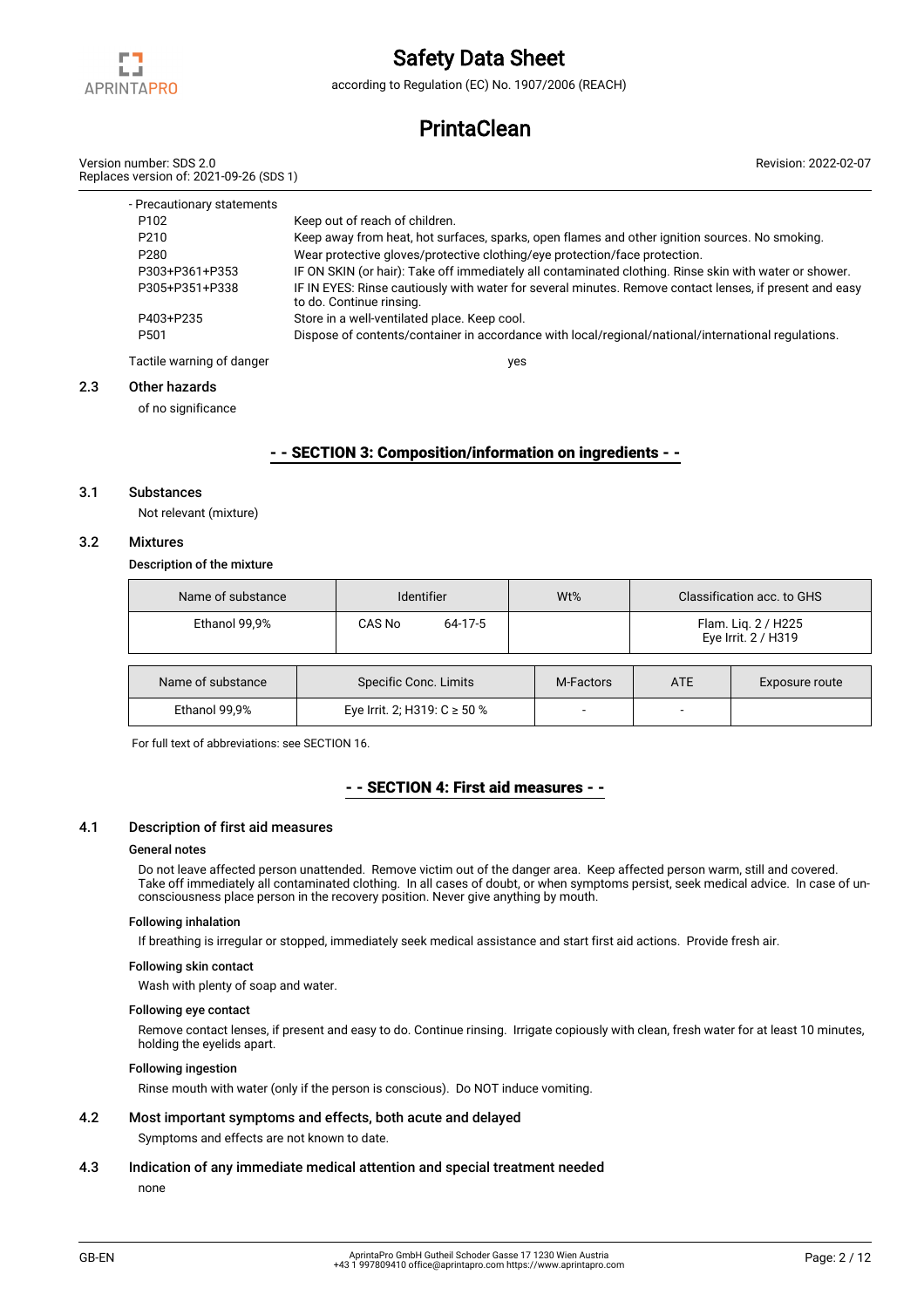- Precautionary statements

| | |
|---|---|
| P102 | Keep out of reach of children. |
| P210 | Keep away from heat, hot surfaces, sparks, open flames and other ignition sources. No smoking. |
| P280 | Wear protective gloves/protective clothing/eye protection/face protection. |
| P303+P361+P353 | IF ON SKIN (or hair): Take off immediately all contaminated clothing. Rinse skin with water or shower. |
| P305+P351+P338 | IF IN EYES: Rinse cautiously with water for several minutes. Remove contact lenses, if present and easy to do. Continue rinsing. |
| P403+P235 | Store in a well-ventilated place. Keep cool. |
| P501 | Dispose of contents/container in accordance with local/regional/national/international regulations. |

Tactile warning of danger: yes

### 2.3 Other hazards

of no significance

## - - SECTION 3: Composition/information on ingredients - -

### 3.1 Substances

Not relevant (mixture)

### 3.2 Mixtures

**Description of the mixture**

| Name of substance | Identifier | Wt% | Classification acc. to GHS |
|---|---|---|---|
| Ethanol 99,9% | CAS No 64-17-5 | | Flam. Liq. 2 / H225<br>Eye Irrit. 2 / H319 |

| Name of substance | Specific Conc. Limits | M-Factors | ATE | Exposure route |
|---|---|---|---|---|
| Ethanol 99,9% | Eye Irrit. 2; H319: C ≥ 50 % | - | - | |

For full text of abbreviations: see SECTION 16.

## - - SECTION 4: First aid measures - -

### 4.1 Description of first aid measures

**General notes**

Do not leave affected person unattended. Remove victim out of the danger area. Keep affected person warm, still and covered. Take off immediately all contaminated clothing. In all cases of doubt, or when symptoms persist, seek medical advice. In case of unconsciousness place person in the recovery position. Never give anything by mouth.

**Following inhalation**

If breathing is irregular or stopped, immediately seek medical assistance and start first aid actions. Provide fresh air.

**Following skin contact**

Wash with plenty of soap and water.

**Following eye contact**

Remove contact lenses, if present and easy to do. Continue rinsing. Irrigate copiously with clean, fresh water for at least 10 minutes, holding the eyelids apart.

**Following ingestion**

Rinse mouth with water (only if the person is conscious). Do NOT induce vomiting.

### 4.2 Most important symptoms and effects, both acute and delayed

Symptoms and effects are not known to date.

### 4.3 Indication of any immediate medical attention and special treatment needed

none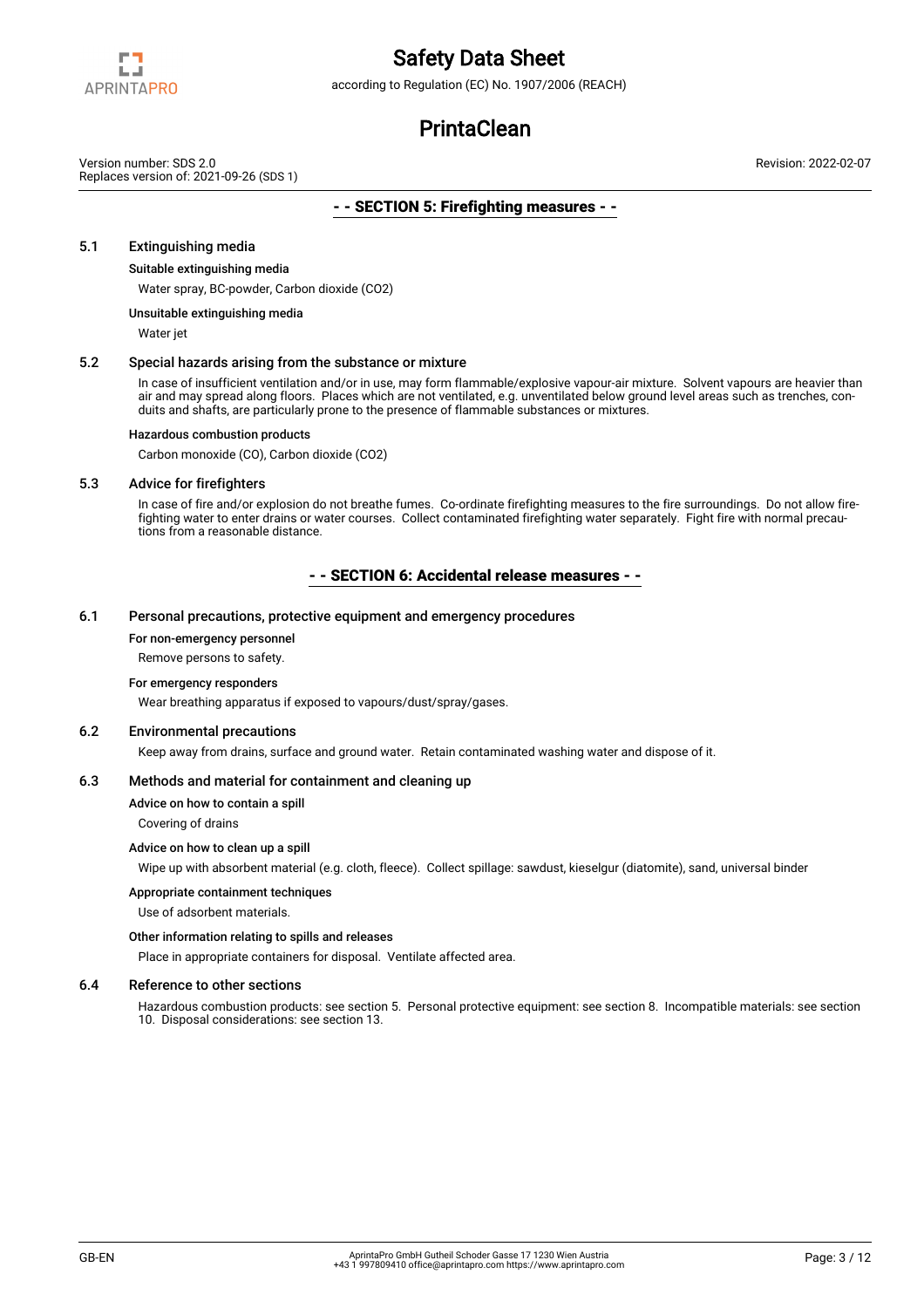## - - SECTION 5: Firefighting measures - -

### 5.1 Extinguishing media

**Suitable extinguishing media**

Water spray, BC-powder, Carbon dioxide ($CO_2$)

**Unsuitable extinguishing media**

Water jet

### 5.2 Special hazards arising from the substance or mixture

In case of insufficient ventilation and/or in use, may form flammable/explosive vapour-air mixture. Solvent vapours are heavier than air and may spread along floors. Places which are not ventilated, e.g. unventilated below ground level areas such as trenches, conduits and shafts, are particularly prone to the presence of flammable substances or mixtures.

**Hazardous combustion products**

Carbon monoxide (CO), Carbon dioxide ($CO_2$)

### 5.3 Advice for firefighters

In case of fire and/or explosion do not breathe fumes. Co-ordinate firefighting measures to the fire surroundings. Do not allow firefighting water to enter drains or water courses. Collect contaminated firefighting water separately. Fight fire with normal precautions from a reasonable distance.

## - - SECTION 6: Accidental release measures - -

### 6.1 Personal precautions, protective equipment and emergency procedures

**For non-emergency personnel**

Remove persons to safety.

**For emergency responders**

Wear breathing apparatus if exposed to vapours/dust/spray/gases.

### 6.2 Environmental precautions

Keep away from drains, surface and ground water. Retain contaminated washing water and dispose of it.

### 6.3 Methods and material for containment and cleaning up

**Advice on how to contain a spill**

Covering of drains

**Advice on how to clean up a spill**

Wipe up with absorbent material (e.g. cloth, fleece). Collect spillage: sawdust, kieselgur (diatomite), sand, universal binder

**Appropriate containment techniques**

Use of adsorbent materials.

**Other information relating to spills and releases**

Place in appropriate containers for disposal. Ventilate affected area.

### 6.4 Reference to other sections

Hazardous combustion products: see section 5. Personal protective equipment: see section 8. Incompatible materials: see section 10. Disposal considerations: see section 13.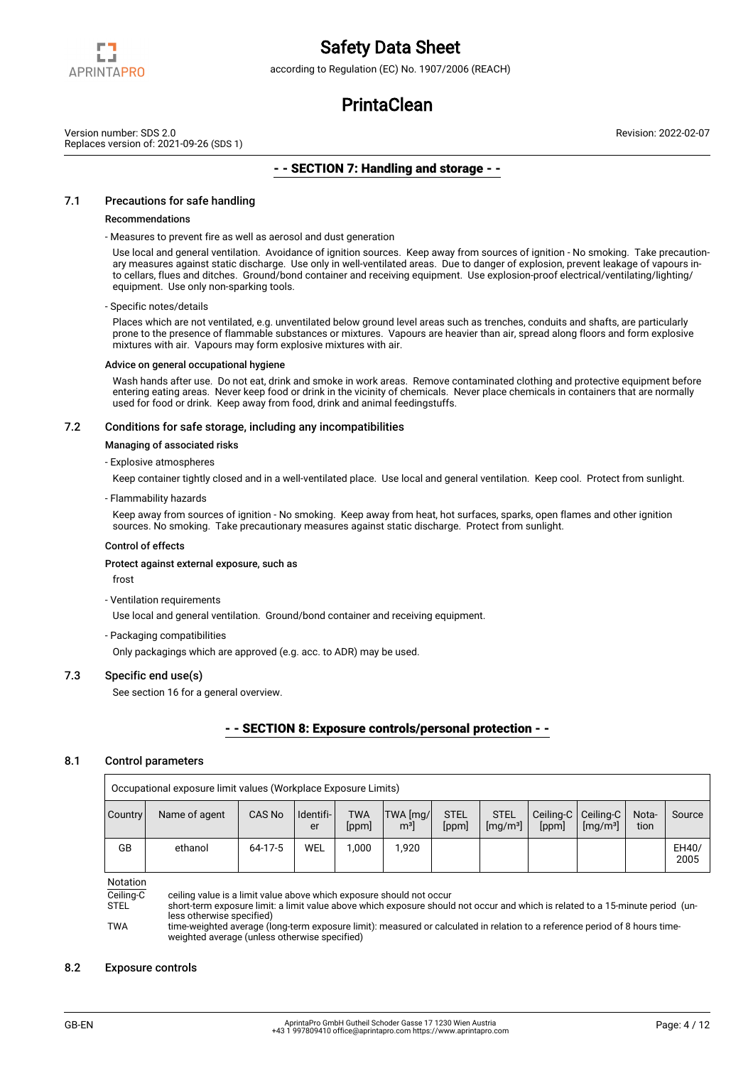## SECTION 7: Handling and storage

### 7.1 Precautions for safe handling

**Recommendations**

- Measures to prevent fire as well as aerosol and dust generation

Use local and general ventilation. Avoidance of ignition sources. Keep away from sources of ignition - No smoking. Take precautionary measures against static discharge. Use only in well-ventilated areas. Due to danger of explosion, prevent leakage of vapours into cellars, flues and ditches. Ground/bond container and receiving equipment. Use explosion-proof electrical/ventilating/lighting/ equipment. Use only non-sparking tools.

- Specific notes/details

Places which are not ventilated, e.g. unventilated below ground level areas such as trenches, conduits and shafts, are particularly prone to the presence of flammable substances or mixtures. Vapours are heavier than air, spread along floors and form explosive mixtures with air. Vapours may form explosive mixtures with air.

**Advice on general occupational hygiene**

Wash hands after use. Do not eat, drink and smoke in work areas. Remove contaminated clothing and protective equipment before entering eating areas. Never keep food or drink in the vicinity of chemicals. Never place chemicals in containers that are normally used for food or drink. Keep away from food, drink and animal feedingstuffs.

### 7.2 Conditions for safe storage, including any incompatibilities

**Managing of associated risks**

- Explosive atmospheres

Keep container tightly closed and in a well-ventilated place. Use local and general ventilation. Keep cool. Protect from sunlight.

- Flammability hazards

Keep away from sources of ignition - No smoking. Keep away from heat, hot surfaces, sparks, open flames and other ignition sources. No smoking. Take precautionary measures against static discharge. Protect from sunlight.

**Control of effects**

**Protect against external exposure, such as**

frost

- Ventilation requirements

Use local and general ventilation. Ground/bond container and receiving equipment.

- Packaging compatibilities

Only packagings which are approved (e.g. acc. to ADR) may be used.

### 7.3 Specific end use(s)

See section 16 for a general overview.

## SECTION 8: Exposure controls/personal protection

### 8.1 Control parameters

| Occupational exposure limit values (Workplace Exposure Limits) | | | | | | | | | | | |
|---|---|---|---|---|---|---|---|---|---|---|---|
| Country | Name of agent | CAS No | Identifier | TWA [ppm] | TWA [mg/m³] | STEL [ppm] | STEL [mg/m³] | Ceiling-C [ppm] | Ceiling-C [mg/m³] | Notation | Source |
| GB | ethanol | 64-17-5 | WEL | 1,000 | 1,920 | | | | | | EH40/2005 |

Notation

Ceiling-C — ceiling value is a limit value above which exposure should not occur

STEL — short-term exposure limit: a limit value above which exposure should not occur and which is related to a 15-minute period (unless otherwise specified)

TWA — time-weighted average (long-term exposure limit): measured or calculated in relation to a reference period of 8 hours time-weighted average (unless otherwise specified)

### 8.2 Exposure controls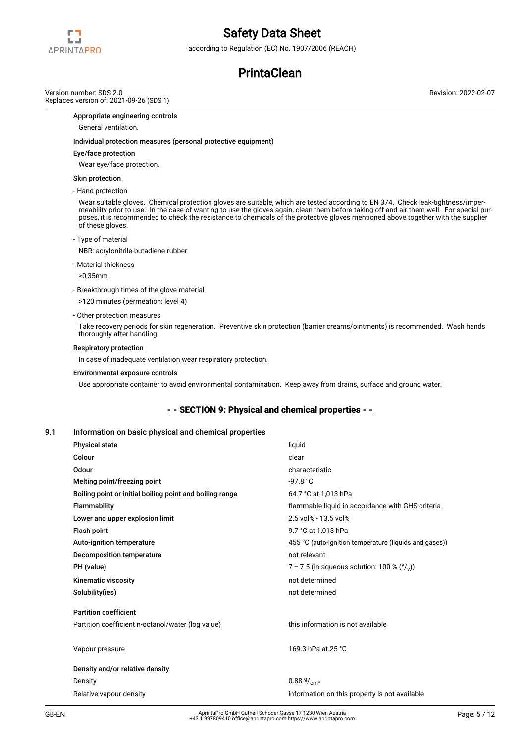**Appropriate engineering controls**

General ventilation.

**Individual protection measures (personal protective equipment)**

**Eye/face protection**

Wear eye/face protection.

**Skin protection**

- Hand protection

Wear suitable gloves. Chemical protection gloves are suitable, which are tested according to EN 374. Check leak-tightness/impermeability prior to use. In the case of wanting to use the gloves again, clean them before taking off and air them well. For special purposes, it is recommended to check the resistance to chemicals of the protective gloves mentioned above together with the supplier of these gloves.

- Type of material

NBR: acrylonitrile-butadiene rubber

- Material thickness

≥0,35mm

- Breakthrough times of the glove material

>120 minutes (permeation: level 4)

- Other protection measures

Take recovery periods for skin regeneration. Preventive skin protection (barrier creams/ointments) is recommended. Wash hands thoroughly after handling.

**Respiratory protection**

In case of inadequate ventilation wear respiratory protection.

**Environmental exposure controls**

Use appropriate container to avoid environmental contamination. Keep away from drains, surface and ground water.

## - - SECTION 9: Physical and chemical properties - -

### 9.1 Information on basic physical and chemical properties

| | |
|---|---|
| **Physical state** | liquid |
| **Colour** | clear |
| **Odour** | characteristic |
| **Melting point/freezing point** | -97.8 °C |
| **Boiling point or initial boiling point and boiling range** | 64.7 °C at 1,013 hPa |
| **Flammability** | flammable liquid in accordance with GHS criteria |
| **Lower and upper explosion limit** | 2.5 vol% - 13.5 vol% |
| **Flash point** | 9.7 °C at 1,013 hPa |
| **Auto-ignition temperature** | 455 °C (auto-ignition temperature (liquids and gases)) |
| **Decomposition temperature** | not relevant |
| **PH (value)** | 7 – 7.5 (in aqueous solution: 100 % ($^{v}/_{v}$)) |
| **Kinematic viscosity** | not determined |
| **Solubility(ies)** | not determined |
| **Partition coefficient** | |
| Partition coefficient n-octanol/water (log value) | this information is not available |
| Vapour pressure | 169.3 hPa at 25 °C |
| **Density and/or relative density** | |
| Density | 0.88 $^{g}/_{cm^3}$ |
| Relative vapour density | information on this property is not available |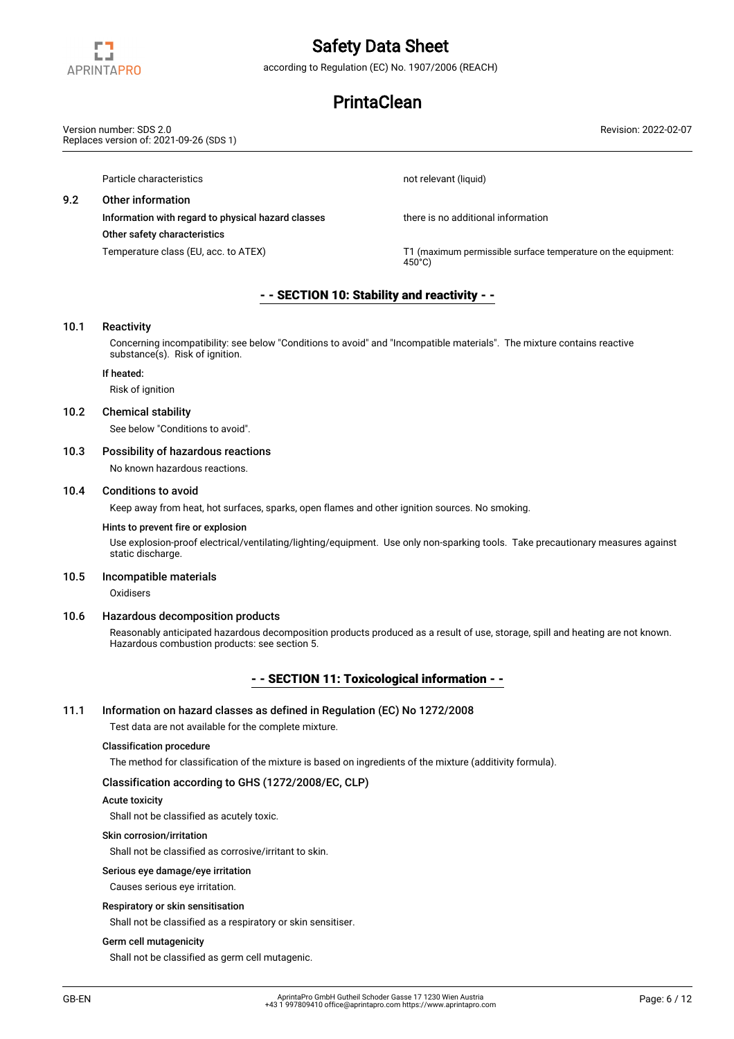| | |
|---|---|
| Particle characteristics | not relevant (liquid) |

### 9.2 Other information

| | |
|---|---|
| **Information with regard to physical hazard classes** | there is no additional information |
| **Other safety characteristics** | |
| Temperature class (EU, acc. to ATEX) | T1 (maximum permissible surface temperature on the equipment: 450°C) |

## - - SECTION 10: Stability and reactivity - -

### 10.1 Reactivity

Concerning incompatibility: see below "Conditions to avoid" and "Incompatible materials". The mixture contains reactive substance(s). Risk of ignition.

**If heated:**

Risk of ignition

### 10.2 Chemical stability

See below "Conditions to avoid".

### 10.3 Possibility of hazardous reactions

No known hazardous reactions.

### 10.4 Conditions to avoid

Keep away from heat, hot surfaces, sparks, open flames and other ignition sources. No smoking.

**Hints to prevent fire or explosion**

Use explosion-proof electrical/ventilating/lighting/equipment. Use only non-sparking tools. Take precautionary measures against static discharge.

### 10.5 Incompatible materials

Oxidisers

### 10.6 Hazardous decomposition products

Reasonably anticipated hazardous decomposition products produced as a result of use, storage, spill and heating are not known. Hazardous combustion products: see section 5.

## - - SECTION 11: Toxicological information - -

### 11.1 Information on hazard classes as defined in Regulation (EC) No 1272/2008

Test data are not available for the complete mixture.

**Classification procedure**

The method for classification of the mixture is based on ingredients of the mixture (additivity formula).

#### Classification according to GHS (1272/2008/EC, CLP)

**Acute toxicity**

Shall not be classified as acutely toxic.

**Skin corrosion/irritation**

Shall not be classified as corrosive/irritant to skin.

**Serious eye damage/eye irritation**

Causes serious eye irritation.

**Respiratory or skin sensitisation**

Shall not be classified as a respiratory or skin sensitiser.

**Germ cell mutagenicity**

Shall not be classified as germ cell mutagenic.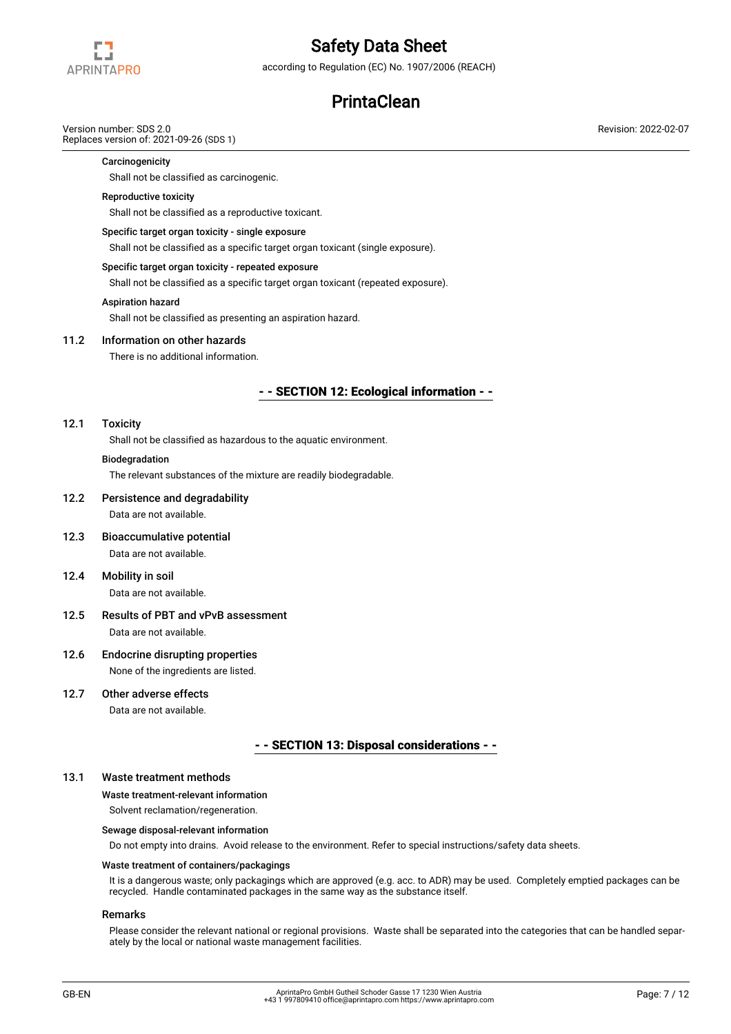#### Carcinogenicity

Shall not be classified as carcinogenic.

#### Reproductive toxicity

Shall not be classified as a reproductive toxicant.

#### Specific target organ toxicity - single exposure

Shall not be classified as a specific target organ toxicant (single exposure).

#### Specific target organ toxicity - repeated exposure

Shall not be classified as a specific target organ toxicant (repeated exposure).

#### Aspiration hazard

Shall not be classified as presenting an aspiration hazard.

### 11.2 Information on other hazards

There is no additional information.

## - - SECTION 12: Ecological information - -

### 12.1 Toxicity

Shall not be classified as hazardous to the aquatic environment.

#### Biodegradation

The relevant substances of the mixture are readily biodegradable.

### 12.2 Persistence and degradability

Data are not available.

### 12.3 Bioaccumulative potential

Data are not available.

### 12.4 Mobility in soil

Data are not available.

### 12.5 Results of PBT and vPvB assessment

Data are not available.

### 12.6 Endocrine disrupting properties

None of the ingredients are listed.

### 12.7 Other adverse effects

Data are not available.

## - - SECTION 13: Disposal considerations - -

### 13.1 Waste treatment methods

#### Waste treatment-relevant information

Solvent reclamation/regeneration.

#### Sewage disposal-relevant information

Do not empty into drains. Avoid release to the environment. Refer to special instructions/safety data sheets.

#### Waste treatment of containers/packagings

It is a dangerous waste; only packagings which are approved (e.g. acc. to ADR) may be used. Completely emptied packages can be recycled. Handle contaminated packages in the same way as the substance itself.

### Remarks

Please consider the relevant national or regional provisions. Waste shall be separated into the categories that can be handled separately by the local or national waste management facilities.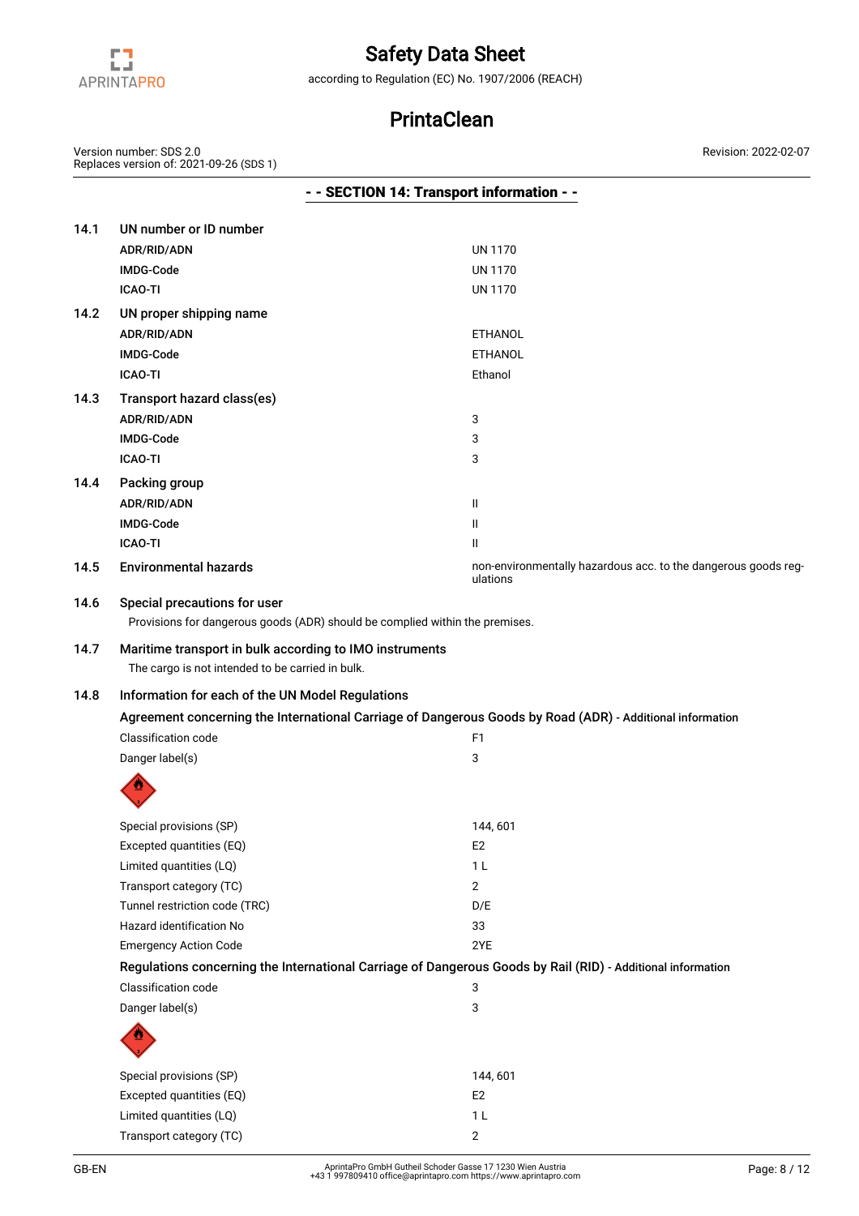## - - SECTION 14: Transport information - -

### 14.1 UN number or ID number

| | |
|---|---|
| ADR/RID/ADN | UN 1170 |
| IMDG-Code | UN 1170 |
| ICAO-TI | UN 1170 |

### 14.2 UN proper shipping name

| | |
|---|---|
| ADR/RID/ADN | ETHANOL |
| IMDG-Code | ETHANOL |
| ICAO-TI | Ethanol |

### 14.3 Transport hazard class(es)

| | |
|---|---|
| ADR/RID/ADN | 3 |
| IMDG-Code | 3 |
| ICAO-TI | 3 |

### 14.4 Packing group

| | |
|---|---|
| ADR/RID/ADN | II |
| IMDG-Code | II |
| ICAO-TI | II |

### 14.5 Environmental hazards

non-environmentally hazardous acc. to the dangerous goods regulations

### 14.6 Special precautions for user

Provisions for dangerous goods (ADR) should be complied within the premises.

### 14.7 Maritime transport in bulk according to IMO instruments

The cargo is not intended to be carried in bulk.

### 14.8 Information for each of the UN Model Regulations

**Agreement concerning the International Carriage of Dangerous Goods by Road (ADR) - Additional information**

| | |
|---|---|
| Classification code | F1 |
| Danger label(s) | 3 |
| Special provisions (SP) | 144, 601 |
| Excepted quantities (EQ) | E2 |
| Limited quantities (LQ) | 1 L |
| Transport category (TC) | 2 |
| Tunnel restriction code (TRC) | D/E |
| Hazard identification No | 33 |
| Emergency Action Code | 2YE |

**Regulations concerning the International Carriage of Dangerous Goods by Rail (RID) - Additional information**

| | |
|---|---|
| Classification code | 3 |
| Danger label(s) | 3 |
| Special provisions (SP) | 144, 601 |
| Excepted quantities (EQ) | E2 |
| Limited quantities (LQ) | 1 L |
| Transport category (TC) | 2 |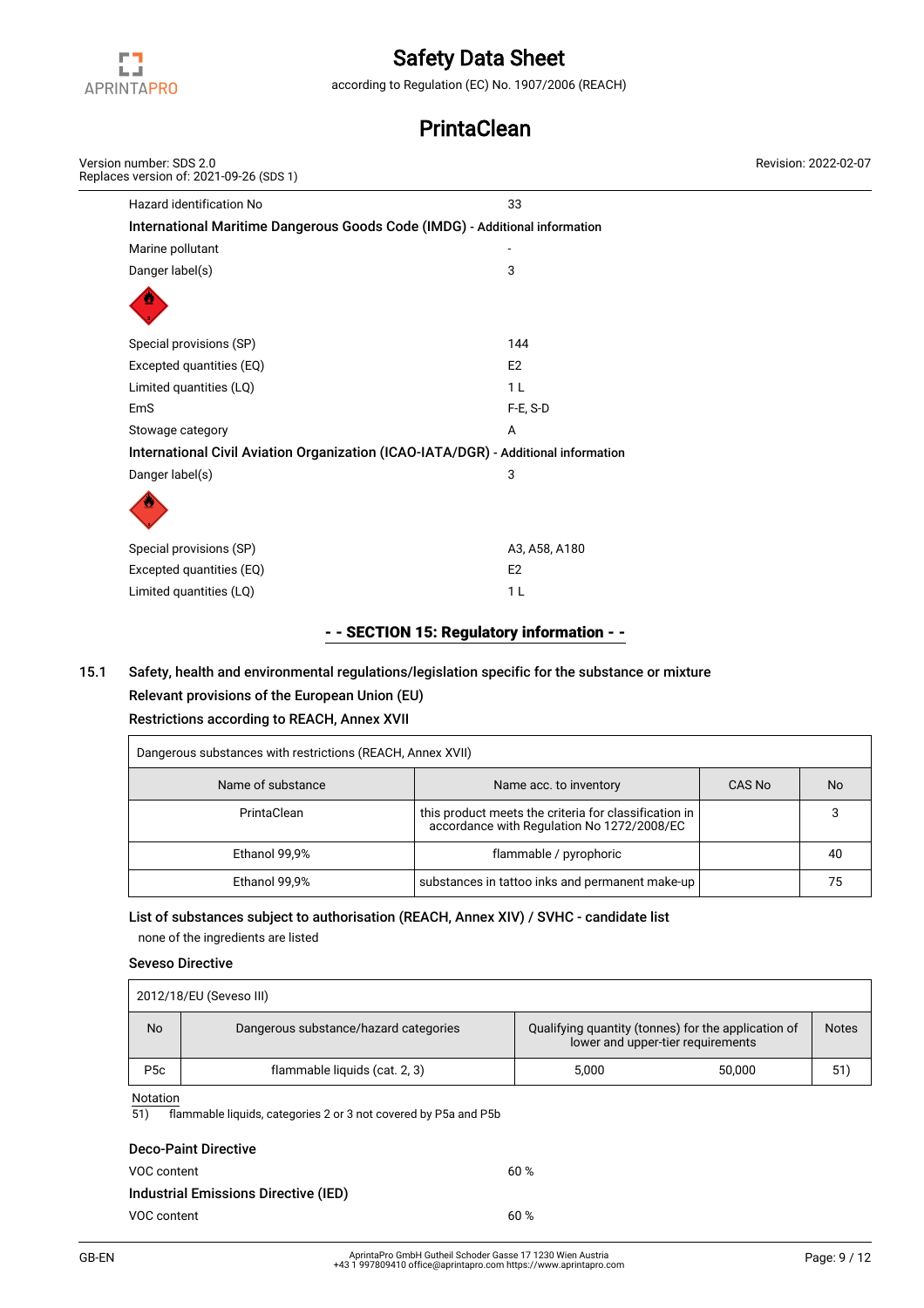| | |
|---|---|
| Hazard identification No | 33 |

**International Maritime Dangerous Goods Code (IMDG)** - Additional information

| | |
|---|---|
| Marine pollutant | - |
| Danger label(s) | 3 |
| Special provisions (SP) | 144 |
| Excepted quantities (EQ) | E2 |
| Limited quantities (LQ) | 1 L |
| EmS | F-E, S-D |
| Stowage category | A |

**International Civil Aviation Organization (ICAO-IATA/DGR)** - Additional information

| | |
|---|---|
| Danger label(s) | 3 |
| Special provisions (SP) | A3, A58, A180 |
| Excepted quantities (EQ) | E2 |
| Limited quantities (LQ) | 1 L |

## - - SECTION 15: Regulatory information - -

### 15.1 Safety, health and environmental regulations/legislation specific for the substance or mixture

**Relevant provisions of the European Union (EU)**

**Restrictions according to REACH, Annex XVII**

| Dangerous substances with restrictions (REACH, Annex XVII) | | | |
|---|---|---|---|
| Name of substance | Name acc. to inventory | CAS No | No |
| PrintaClean | this product meets the criteria for classification in accordance with Regulation No 1272/2008/EC | | 3 |
| Ethanol 99,9% | flammable / pyrophoric | | 40 |
| Ethanol 99,9% | substances in tattoo inks and permanent make-up | | 75 |

**List of substances subject to authorisation (REACH, Annex XIV) / SVHC - candidate list**

none of the ingredients are listed

**Seveso Directive**

| 2012/18/EU (Seveso III) | | | | |
|---|---|---|---|---|
| No | Dangerous substance/hazard categories | Qualifying quantity (tonnes) for the application of lower and upper-tier requirements | | Notes |
| P5c | flammable liquids (cat. 2, 3) | 5,000 | 50,000 | 51) |

Notation

51) flammable liquids, categories 2 or 3 not covered by P5a and P5b

**Deco-Paint Directive**

| | |
|---|---|
| VOC content | 60 % |

**Industrial Emissions Directive (IED)**

| | |
|---|---|
| VOC content | 60 % |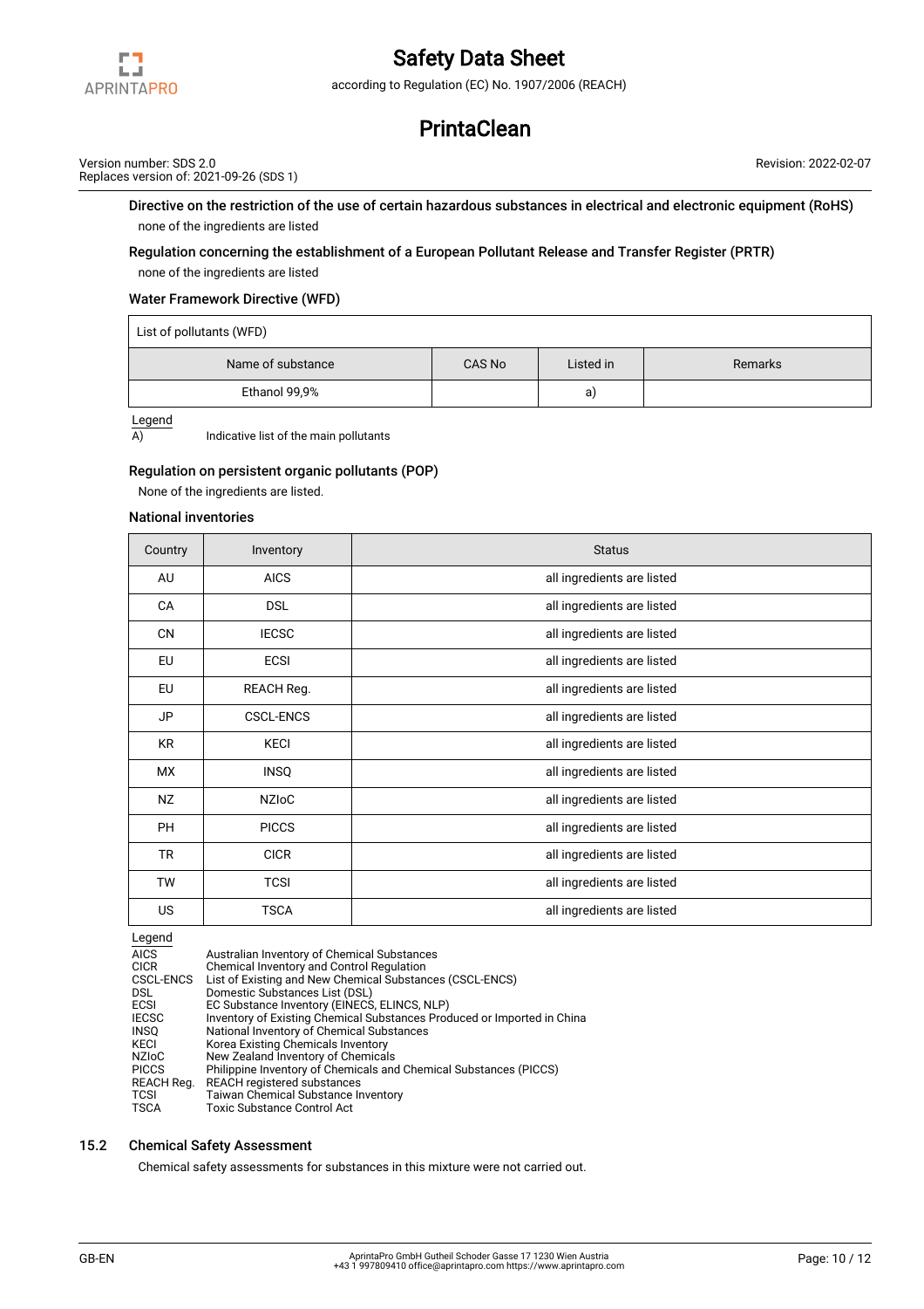### Directive on the restriction of the use of certain hazardous substances in electrical and electronic equipment (RoHS)

none of the ingredients are listed

### Regulation concerning the establishment of a European Pollutant Release and Transfer Register (PRTR)

none of the ingredients are listed

### Water Framework Directive (WFD)

| List of pollutants (WFD) | | | |
|---|---|---|---|
| Name of substance | CAS No | Listed in | Remarks |
| Ethanol 99,9% | | a) | |

Legend

A) Indicative list of the main pollutants

### Regulation on persistent organic pollutants (POP)

None of the ingredients are listed.

### National inventories

| Country | Inventory | Status |
|---|---|---|
| AU | AICS | all ingredients are listed |
| CA | DSL | all ingredients are listed |
| CN | IECSC | all ingredients are listed |
| EU | ECSI | all ingredients are listed |
| EU | REACH Reg. | all ingredients are listed |
| JP | CSCL-ENCS | all ingredients are listed |
| KR | KECI | all ingredients are listed |
| MX | INSQ | all ingredients are listed |
| NZ | NZIoC | all ingredients are listed |
| PH | PICCS | all ingredients are listed |
| TR | CICR | all ingredients are listed |
| TW | TCSI | all ingredients are listed |
| US | TSCA | all ingredients are listed |

Legend

| | |
|---|---|
| AICS | Australian Inventory of Chemical Substances |
| CICR | Chemical Inventory and Control Regulation |
| CSCL-ENCS | List of Existing and New Chemical Substances (CSCL-ENCS) |
| DSL | Domestic Substances List (DSL) |
| ECSI | EC Substance Inventory (EINECS, ELINCS, NLP) |
| IECSC | Inventory of Existing Chemical Substances Produced or Imported in China |
| INSQ | National Inventory of Chemical Substances |
| KECI | Korea Existing Chemicals Inventory |
| NZIoC | New Zealand Inventory of Chemicals |
| PICCS | Philippine Inventory of Chemicals and Chemical Substances (PICCS) |
| REACH Reg. | REACH registered substances |
| TCSI | Taiwan Chemical Substance Inventory |
| TSCA | Toxic Substance Control Act |

## 15.2 Chemical Safety Assessment

Chemical safety assessments for substances in this mixture were not carried out.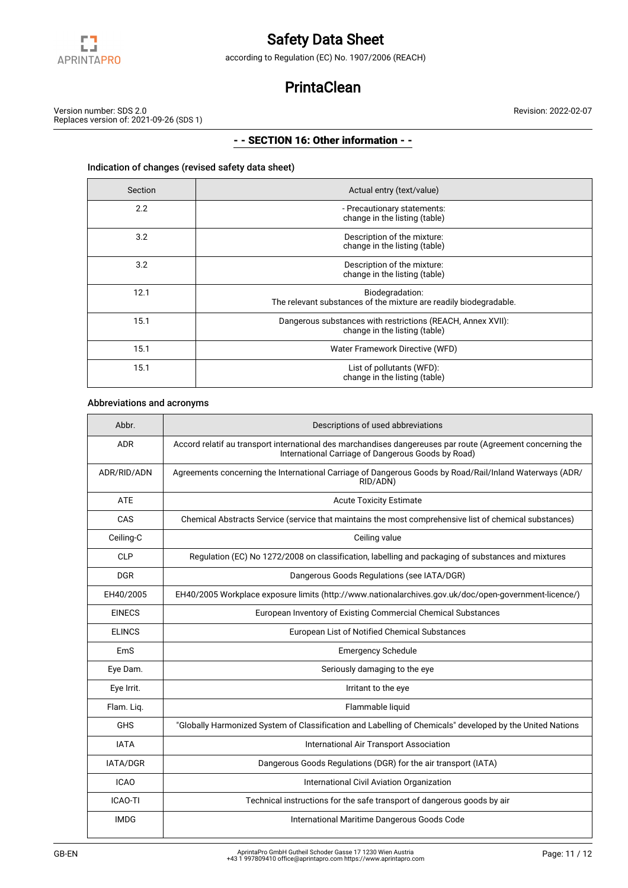## - - SECTION 16: Other information - -

### Indication of changes (revised safety data sheet)

| Section | Actual entry (text/value) |
|---|---|
| 2.2 | - Precautionary statements: change in the listing (table) |
| 3.2 | Description of the mixture: change in the listing (table) |
| 3.2 | Description of the mixture: change in the listing (table) |
| 12.1 | Biodegradation: The relevant substances of the mixture are readily biodegradable. |
| 15.1 | Dangerous substances with restrictions (REACH, Annex XVII): change in the listing (table) |
| 15.1 | Water Framework Directive (WFD) |
| 15.1 | List of pollutants (WFD): change in the listing (table) |

### Abbreviations and acronyms

| Abbr. | Descriptions of used abbreviations |
|---|---|
| ADR | Accord relatif au transport international des marchandises dangereuses par route (Agreement concerning the International Carriage of Dangerous Goods by Road) |
| ADR/RID/ADN | Agreements concerning the International Carriage of Dangerous Goods by Road/Rail/Inland Waterways (ADR/RID/ADN) |
| ATE | Acute Toxicity Estimate |
| CAS | Chemical Abstracts Service (service that maintains the most comprehensive list of chemical substances) |
| Ceiling-C | Ceiling value |
| CLP | Regulation (EC) No 1272/2008 on classification, labelling and packaging of substances and mixtures |
| DGR | Dangerous Goods Regulations (see IATA/DGR) |
| EH40/2005 | EH40/2005 Workplace exposure limits (http://www.nationalarchives.gov.uk/doc/open-government-licence/) |
| EINECS | European Inventory of Existing Commercial Chemical Substances |
| ELINCS | European List of Notified Chemical Substances |
| EmS | Emergency Schedule |
| Eye Dam. | Seriously damaging to the eye |
| Eye Irrit. | Irritant to the eye |
| Flam. Liq. | Flammable liquid |
| GHS | "Globally Harmonized System of Classification and Labelling of Chemicals" developed by the United Nations |
| IATA | International Air Transport Association |
| IATA/DGR | Dangerous Goods Regulations (DGR) for the air transport (IATA) |
| ICAO | International Civil Aviation Organization |
| ICAO-TI | Technical instructions for the safe transport of dangerous goods by air |
| IMDG | International Maritime Dangerous Goods Code |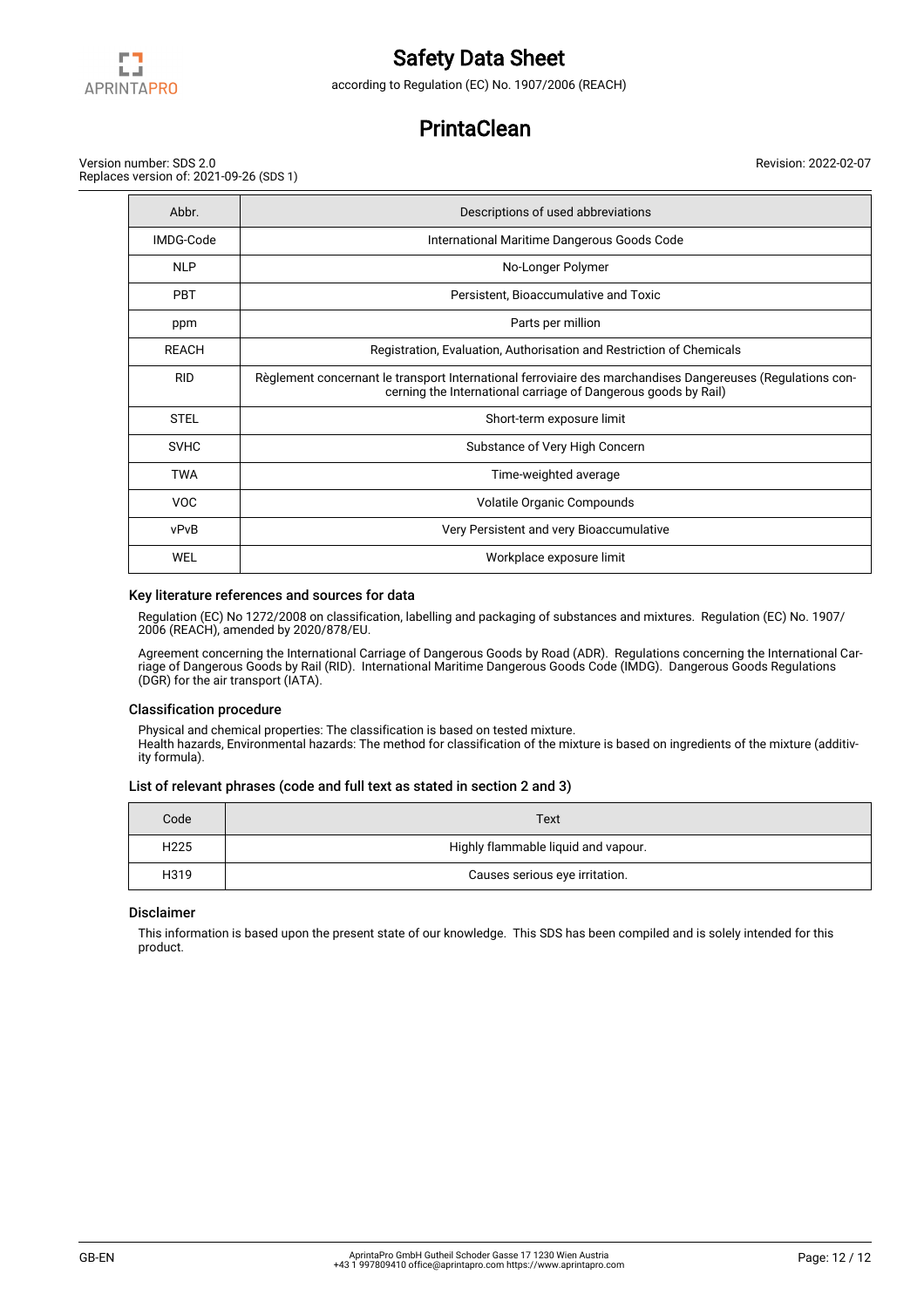| Abbr. | Descriptions of used abbreviations |
|---|---|
| IMDG-Code | International Maritime Dangerous Goods Code |
| NLP | No-Longer Polymer |
| PBT | Persistent, Bioaccumulative and Toxic |
| ppm | Parts per million |
| REACH | Registration, Evaluation, Authorisation and Restriction of Chemicals |
| RID | Règlement concernant le transport International ferroviaire des marchandises Dangereuses (Regulations concerning the International carriage of Dangerous goods by Rail) |
| STEL | Short-term exposure limit |
| SVHC | Substance of Very High Concern |
| TWA | Time-weighted average |
| VOC | Volatile Organic Compounds |
| vPvB | Very Persistent and very Bioaccumulative |
| WEL | Workplace exposure limit |

### Key literature references and sources for data

Regulation (EC) No 1272/2008 on classification, labelling and packaging of substances and mixtures. Regulation (EC) No. 1907/2006 (REACH), amended by 2020/878/EU.

Agreement concerning the International Carriage of Dangerous Goods by Road (ADR). Regulations concerning the International Carriage of Dangerous Goods by Rail (RID). International Maritime Dangerous Goods Code (IMDG). Dangerous Goods Regulations (DGR) for the air transport (IATA).

### Classification procedure

Physical and chemical properties: The classification is based on tested mixture.
Health hazards, Environmental hazards: The method for classification of the mixture is based on ingredients of the mixture (additivity formula).

### List of relevant phrases (code and full text as stated in section 2 and 3)

| Code | Text |
|---|---|
| H225 | Highly flammable liquid and vapour. |
| H319 | Causes serious eye irritation. |

### Disclaimer

This information is based upon the present state of our knowledge. This SDS has been compiled and is solely intended for this product.